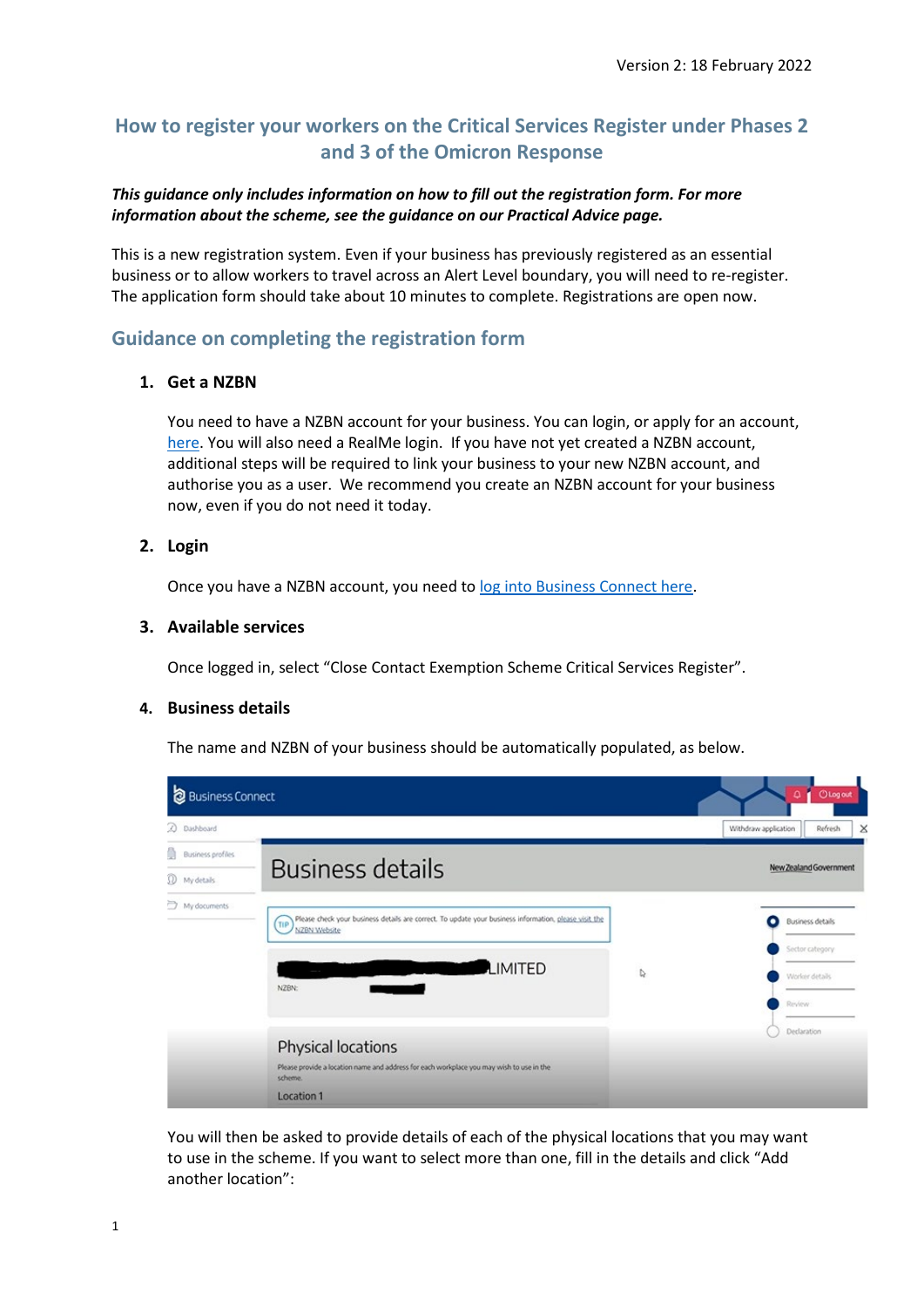Version 2: 18 February 2022

# How to register your workers on the Critical Services Register under Phases 2 and 3 of the Omicron Response

***This guidance only includes information on how to fill out the registration form. For more information about the scheme, see the guidance on our Practical Advice page.***

This is a new registration system. Even if your business has previously registered as an essential business or to allow workers to travel across an Alert Level boundary, you will need to re-register. The application form should take about 10 minutes to complete. Registrations are open now.

## Guidance on completing the registration form

### 1. Get a NZBN

You need to have a NZBN account for your business. You can login, or apply for an account, here. You will also need a RealMe login. If you have not yet created a NZBN account, additional steps will be required to link your business to your new NZBN account, and authorise you as a user. We recommend you create an NZBN account for your business now, even if you do not need it today.

### 2. Login

Once you have a NZBN account, you need to log into Business Connect here.

### 3. Available services

Once logged in, select “Close Contact Exemption Scheme Critical Services Register”.

### 4. Business details

The name and NZBN of your business should be automatically populated, as below.

You will then be asked to provide details of each of the physical locations that you may want to use in the scheme. If you want to select more than one, fill in the details and click “Add another location”: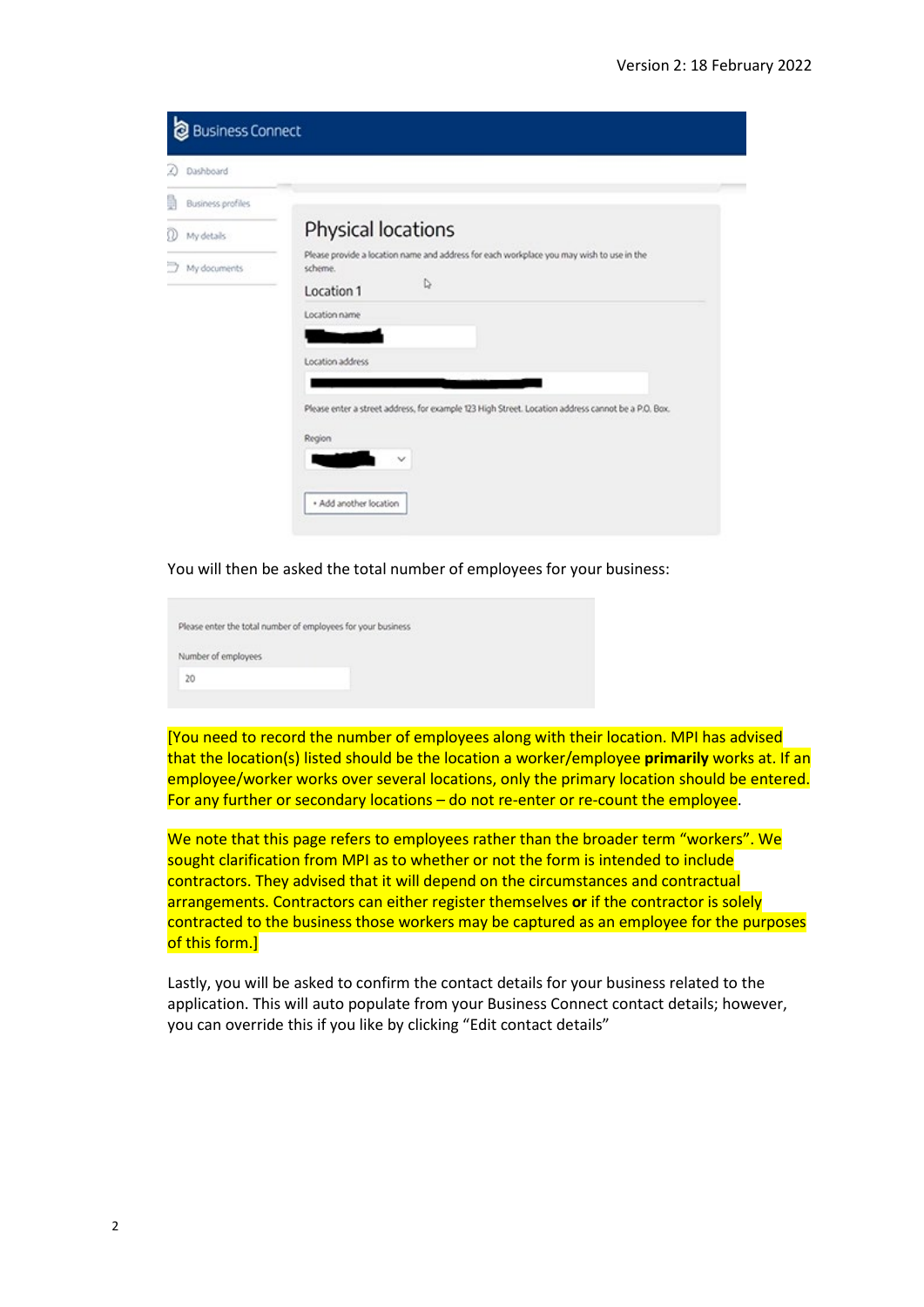Business Connect

- Dashboard
- Business profiles
- My details
- My documents

## Physical locations

Please provide a location name and address for each workplace you may wish to use in the scheme.

Location 1

Location name

Location address

Please enter a street address, for example 123 High Street. Location address cannot be a P.O. Box.

Region

+ Add another location

You will then be asked the total number of employees for your business:

Please enter the total number of employees for your business

Number of employees

20

[You need to record the number of employees along with their location. MPI has advised that the location(s) listed should be the location a worker/employee **primarily** works at. If an employee/worker works over several locations, only the primary location should be entered. For any further or secondary locations – do not re-enter or re-count the employee.

We note that this page refers to employees rather than the broader term "workers". We sought clarification from MPI as to whether or not the form is intended to include contractors. They advised that it will depend on the circumstances and contractual arrangements. Contractors can either register themselves **or** if the contractor is solely contracted to the business those workers may be captured as an employee for the purposes of this form.]

Lastly, you will be asked to confirm the contact details for your business related to the application. This will auto populate from your Business Connect contact details; however, you can override this if you like by clicking "Edit contact details"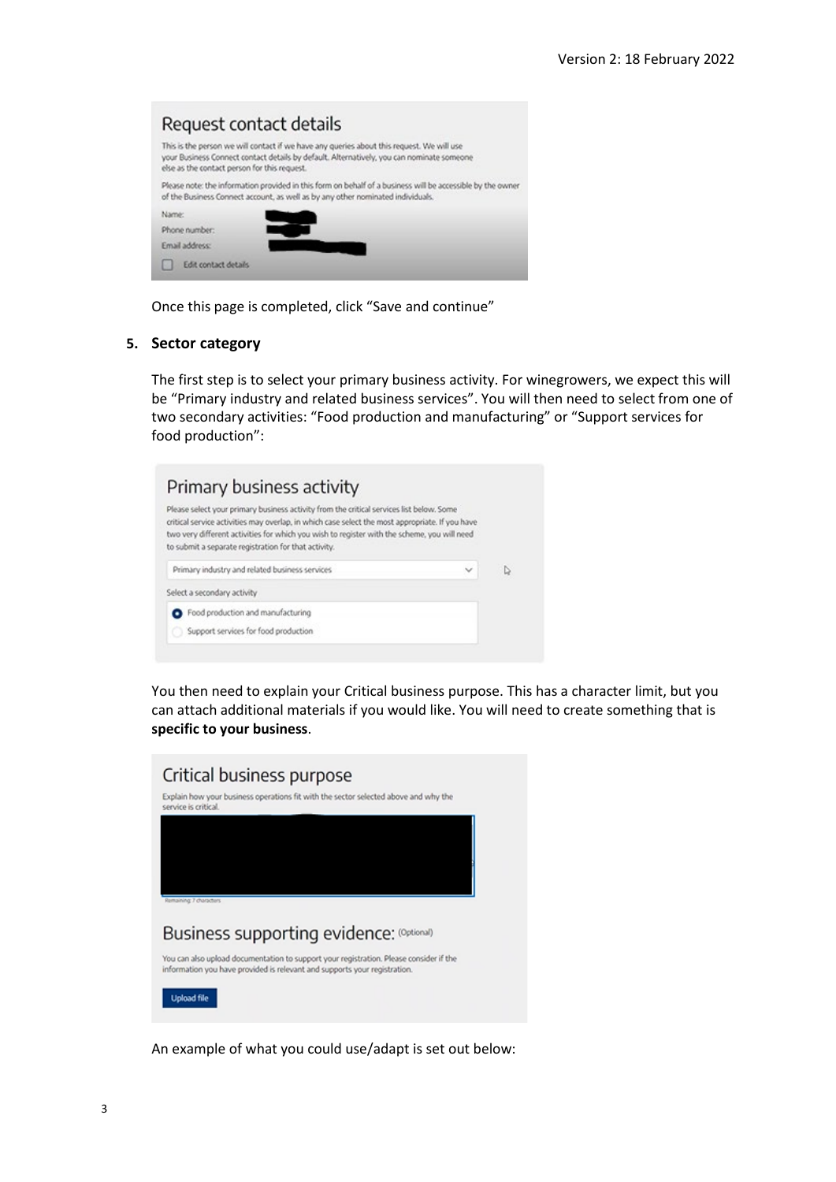## Request contact details

This is the person we will contact if we have any queries about this request. We will use your Business Connect contact details by default. Alternatively, you can nominate someone else as the contact person for this request.

Please note: the information provided in this form on behalf of a business will be accessible by the owner of the Business Connect account, as well as by any other nominated individuals.

Name:

Phone number:

Email address:

☐ Edit contact details

Once this page is completed, click "Save and continue"

### 5. Sector category

The first step is to select your primary business activity. For winegrowers, we expect this will be "Primary industry and related business services". You will then need to select from one of two secondary activities: "Food production and manufacturing" or "Support services for food production":

## Primary business activity

Please select your primary business activity from the critical services list below. Some critical service activities may overlap, in which case select the most appropriate. If you have two very different activities for which you wish to register with the scheme, you will need to submit a separate registration for that activity.

Primary industry and related business services

Select a secondary activity

- (●) Food production and manufacturing
- ( ) Support services for food production

You then need to explain your Critical business purpose. This has a character limit, but you can attach additional materials if you would like. You will need to create something that is **specific to your business**.

## Critical business purpose

Explain how your business operations fit with the sector selected above and why the service is critical.

Remaining: 7 characters

## Business supporting evidence: (Optional)

You can also upload documentation to support your registration. Please consider if the information you have provided is relevant and supports your registration.

Upload file

An example of what you could use/adapt is set out below: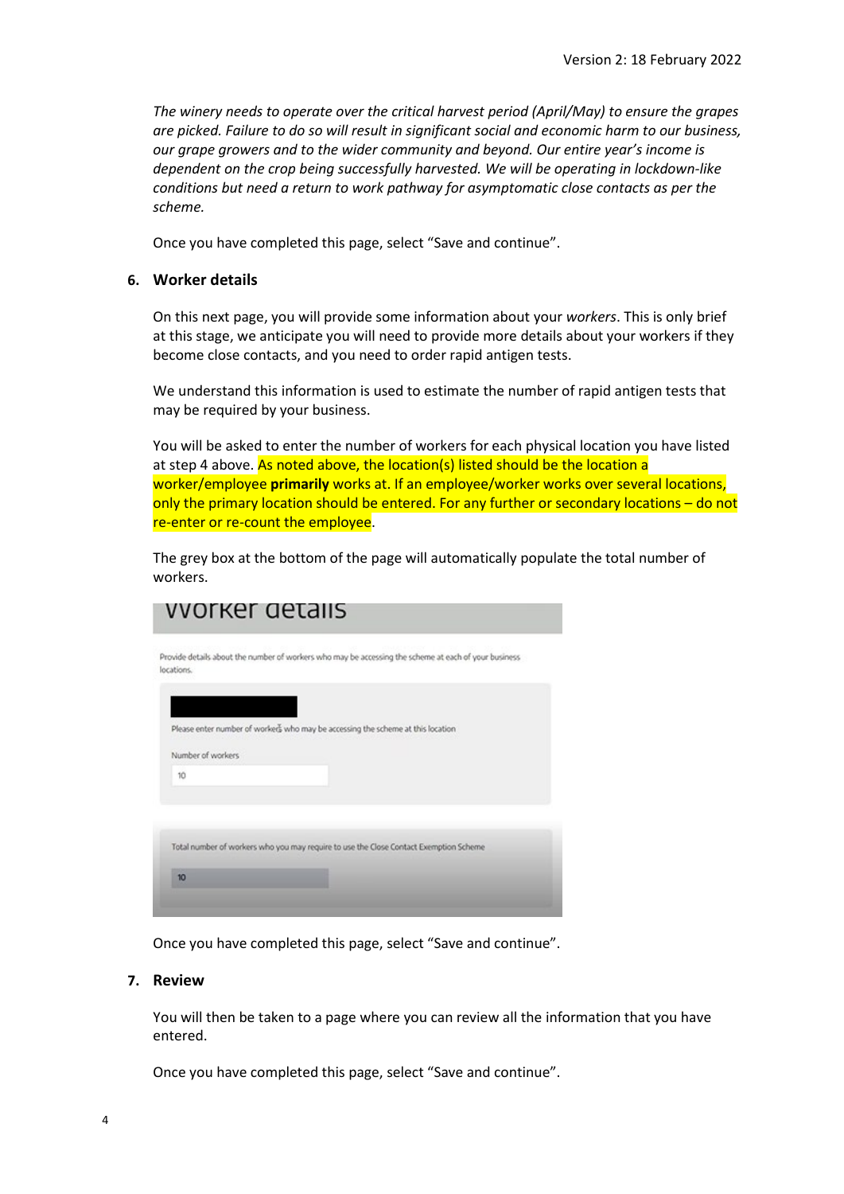*The winery needs to operate over the critical harvest period (April/May) to ensure the grapes are picked. Failure to do so will result in significant social and economic harm to our business, our grape growers and to the wider community and beyond. Our entire year's income is dependent on the crop being successfully harvested. We will be operating in lockdown-like conditions but need a return to work pathway for asymptomatic close contacts as per the scheme.*

Once you have completed this page, select "Save and continue".

## 6. Worker details

On this next page, you will provide some information about your *workers*. This is only brief at this stage, we anticipate you will need to provide more details about your workers if they become close contacts, and you need to order rapid antigen tests.

We understand this information is used to estimate the number of rapid antigen tests that may be required by your business.

You will be asked to enter the number of workers for each physical location you have listed at step 4 above. As noted above, the location(s) listed should be the location a worker/employee **primarily** works at. If an employee/worker works over several locations, only the primary location should be entered. For any further or secondary locations – do not re-enter or re-count the employee.

The grey box at the bottom of the page will automatically populate the total number of workers.

Worker details

Provide details about the number of workers who may be accessing the scheme at each of your business locations.

Please enter number of workers who may be accessing the scheme at this location

Number of workers

10

Total number of workers who you may require to use the Close Contact Exemption Scheme

10

Once you have completed this page, select "Save and continue".

## 7. Review

You will then be taken to a page where you can review all the information that you have entered.

Once you have completed this page, select "Save and continue".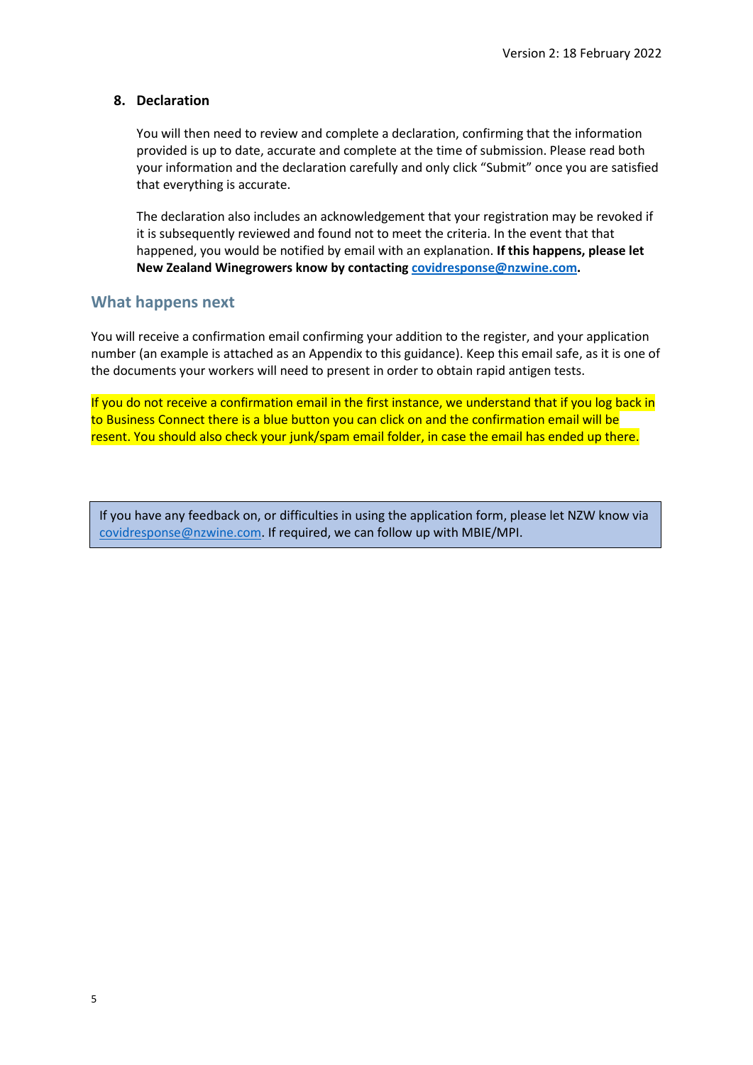## 8. Declaration

You will then need to review and complete a declaration, confirming that the information provided is up to date, accurate and complete at the time of submission. Please read both your information and the declaration carefully and only click "Submit" once you are satisfied that everything is accurate.

The declaration also includes an acknowledgement that your registration may be revoked if it is subsequently reviewed and found not to meet the criteria. In the event that that happened, you would be notified by email with an explanation. **If this happens, please let New Zealand Winegrowers know by contacting covidresponse@nzwine.com.**

## What happens next

You will receive a confirmation email confirming your addition to the register, and your application number (an example is attached as an Appendix to this guidance). Keep this email safe, as it is one of the documents your workers will need to present in order to obtain rapid antigen tests.

If you do not receive a confirmation email in the first instance, we understand that if you log back in to Business Connect there is a blue button you can click on and the confirmation email will be resent. You should also check your junk/spam email folder, in case the email has ended up there.

If you have any feedback on, or difficulties in using the application form, please let NZW know via covidresponse@nzwine.com. If required, we can follow up with MBIE/MPI.